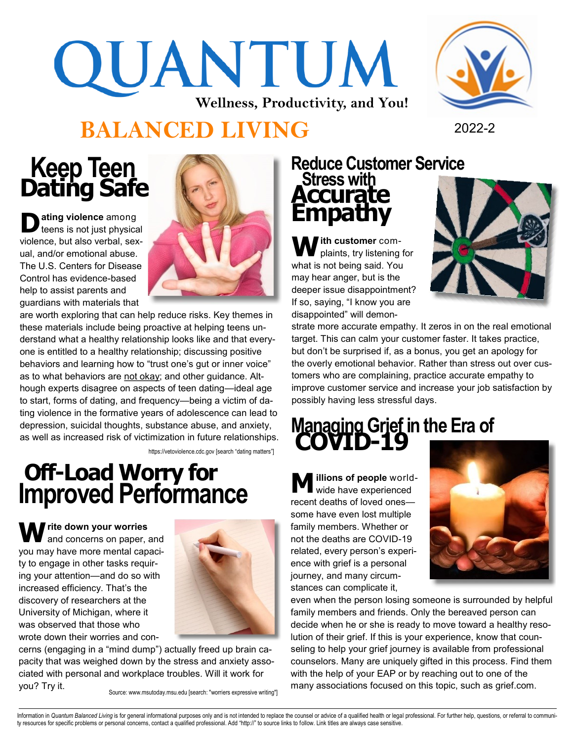# QUANTUM

**Wellness, Productivity, and You!**

## BALANCED LIVING

2022-2

## Keep Teen Dating Safe

**Dating violence** among teens is not just physical violence, but also verbal, sexual, and/or emotional abuse. The U.S. Centers for Disease Control has evidence-based help to assist parents and guardians with materials that are worth exploring that can help reduce risks. Key themes in these materials include being proactive at helping teens understand what a healthy relationship looks like and that everyone is entitled to a healthy relationship; discussing positive behaviors and learning how to "trust one's gut or inner voice" as to what behaviors are not okay; and other guidance. Although experts disagree on aspects of teen dating—ideal age to start, forms of dating, and frequency—being a victim of dating violence in the formative years of adolescence can lead to depression, suicidal thoughts, substance abuse, and anxiety, as well as increased risk of victimization in future relationships.

https://vetoviolence.cdc.gov [search "dating matters"]

## Off-Load Worry for Improved Performance

**Write down your worries** and concerns on paper, and you may have more mental capacity to engage in other tasks requiring your attention—and do so with increased efficiency. That's the discovery of researchers at the University of Michigan, where it was observed that those who wrote down their worries and concerns (engaging in a "mind dump") actually freed up brain capacity that was weighed down by the stress and anxiety associated with personal and workplace troubles. Will it work for you? Try it.

Source: www.msutoday.msu.edu [search: "worriers expressive writing"]

## Reduce Customer Service Stress with Accurate Empathy

**With customer** complaints, try listening for what is not being said. You may hear anger, but is the deeper issue disappointment? If so, saying, "I know you are disappointed" will demonstrate more accurate empathy. It zeros in on the real emotional target. This can calm your customer faster. It takes practice, but don't be surprised if, as a bonus, you get an apology for the overly emotional behavior. Rather than stress out over customers who are complaining, practice accurate empathy to improve customer service and increase your job satisfaction by possibly having less stressful days.

## Managing Grief in the Era of COVID-19

**Millions of people** worldwide have experienced recent deaths of loved ones—some have even lost multiple family members. Whether or not the deaths are COVID-19 related, every person's experience with grief is a personal journey, and many circumstances can complicate it, even when the person losing someone is surrounded by helpful family members and friends. Only the bereaved person can decide when he or she is ready to move toward a healthy resolution of their grief. If this is your experience, know that counseling to help your grief journey is available from professional counselors. Many are uniquely gifted in this process. Find them with the help of your EAP or by reaching out to one of the many associations focused on this topic, such as grief.com.

Information in *Quantum Balanced Living* is for general informational purposes only and is not intended to replace the counsel or advice of a qualified health or legal professional. For further help, questions, or referral to community resources for specific problems or personal concerns, contact a qualified professional. Add "http://" to source links to follow. Link titles are always case sensitive.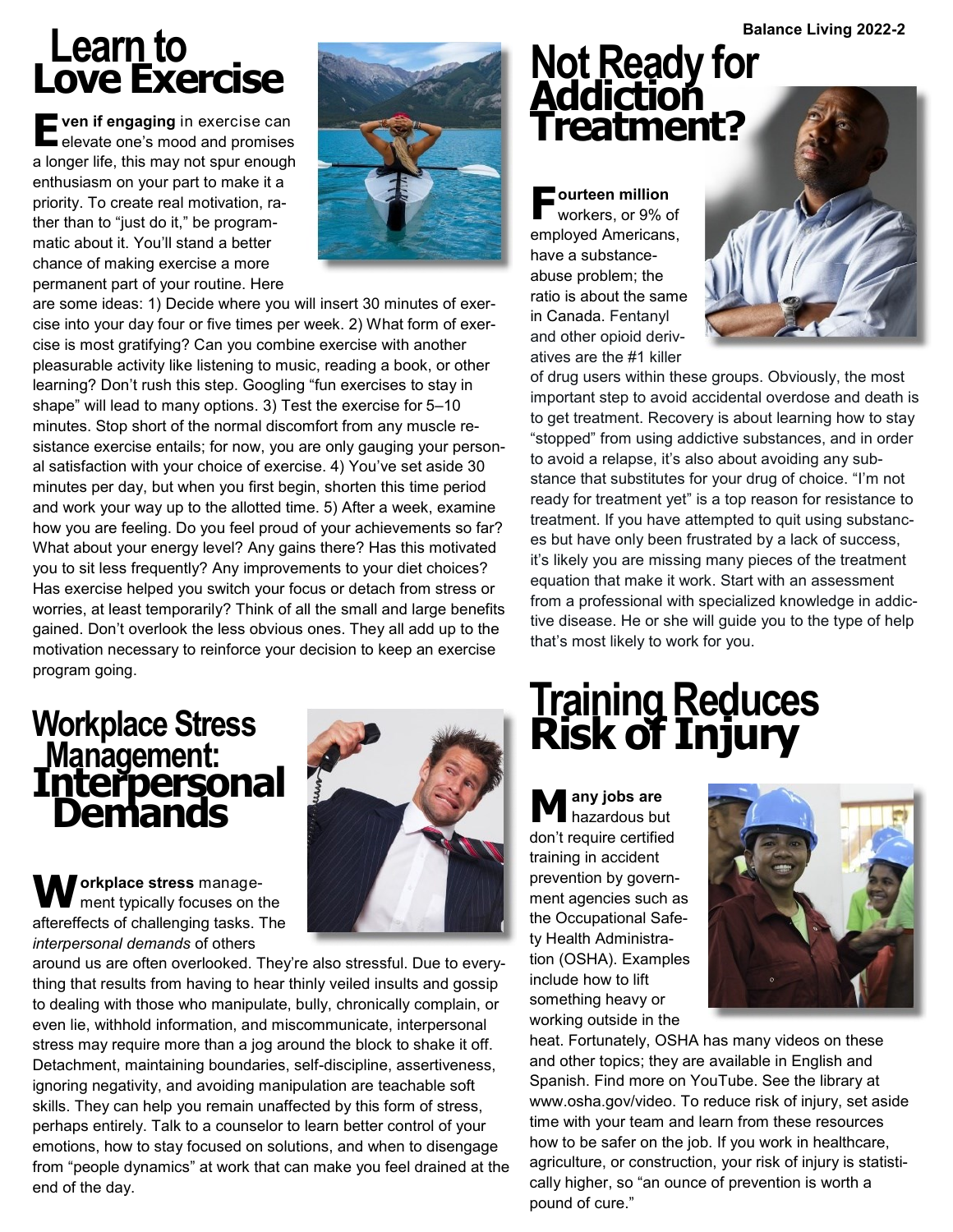# Learn to Love Exercise

**Even if engaging** in exercise can elevate one's mood and promises a longer life, this may not spur enough enthusiasm on your part to make it a priority. To create real motivation, rather than to "just do it," be programmatic about it. You'll stand a better chance of making exercise a more permanent part of your routine. Here are some ideas: 1) Decide where you will insert 30 minutes of exercise into your day four or five times per week. 2) What form of exercise is most gratifying? Can you combine exercise with another pleasurable activity like listening to music, reading a book, or other learning? Don't rush this step. Googling "fun exercises to stay in shape" will lead to many options. 3) Test the exercise for 5–10 minutes. Stop short of the normal discomfort from any muscle resistance exercise entails; for now, you are only gauging your personal satisfaction with your choice of exercise. 4) You've set aside 30 minutes per day, but when you first begin, shorten this time period and work your way up to the allotted time. 5) After a week, examine how you are feeling. Do you feel proud of your achievements so far? What about your energy level? Any gains there? Has this motivated you to sit less frequently? Any improvements to your diet choices? Has exercise helped you switch your focus or detach from stress or worries, at least temporarily? Think of all the small and large benefits gained. Don't overlook the less obvious ones. They all add up to the motivation necessary to reinforce your decision to keep an exercise program going.

# Workplace Stress Management: Interpersonal Demands

**Workplace stress** management typically focuses on the aftereffects of challenging tasks. The *interpersonal demands* of others around us are often overlooked. They're also stressful. Due to everything that results from having to hear thinly veiled insults and gossip to dealing with those who manipulate, bully, chronically complain, or even lie, withhold information, and miscommunicate, interpersonal stress may require more than a jog around the block to shake it off. Detachment, maintaining boundaries, self-discipline, assertiveness, ignoring negativity, and avoiding manipulation are teachable soft skills. They can help you remain unaffected by this form of stress, perhaps entirely. Talk to a counselor to learn better control of your emotions, how to stay focused on solutions, and when to disengage from "people dynamics" at work that can make you feel drained at the end of the day.

# Not Ready for Addiction Treatment?

**Fourteen million** workers, or 9% of employed Americans, have a substance-abuse problem; the ratio is about the same in Canada. Fentanyl and other opioid derivatives are the #1 killer of drug users within these groups. Obviously, the most important step to avoid accidental overdose and death is to get treatment. Recovery is about learning how to stay "stopped" from using addictive substances, and in order to avoid a relapse, it's also about avoiding any substance that substitutes for your drug of choice. "I'm not ready for treatment yet" is a top reason for resistance to treatment. If you have attempted to quit using substances but have only been frustrated by a lack of success, it's likely you are missing many pieces of the treatment equation that make it work. Start with an assessment from a professional with specialized knowledge in addictive disease. He or she will guide you to the type of help that's most likely to work for you.

# Training Reduces Risk of Injury

**Many jobs are** hazardous but don't require certified training in accident prevention by government agencies such as the Occupational Safety Health Administration (OSHA). Examples include how to lift something heavy or working outside in the heat. Fortunately, OSHA has many videos on these and other topics; they are available in English and Spanish. Find more on YouTube. See the library at www.osha.gov/video. To reduce risk of injury, set aside time with your team and learn from these resources how to be safer on the job. If you work in healthcare, agriculture, or construction, your risk of injury is statistically higher, so "an ounce of prevention is worth a pound of cure."